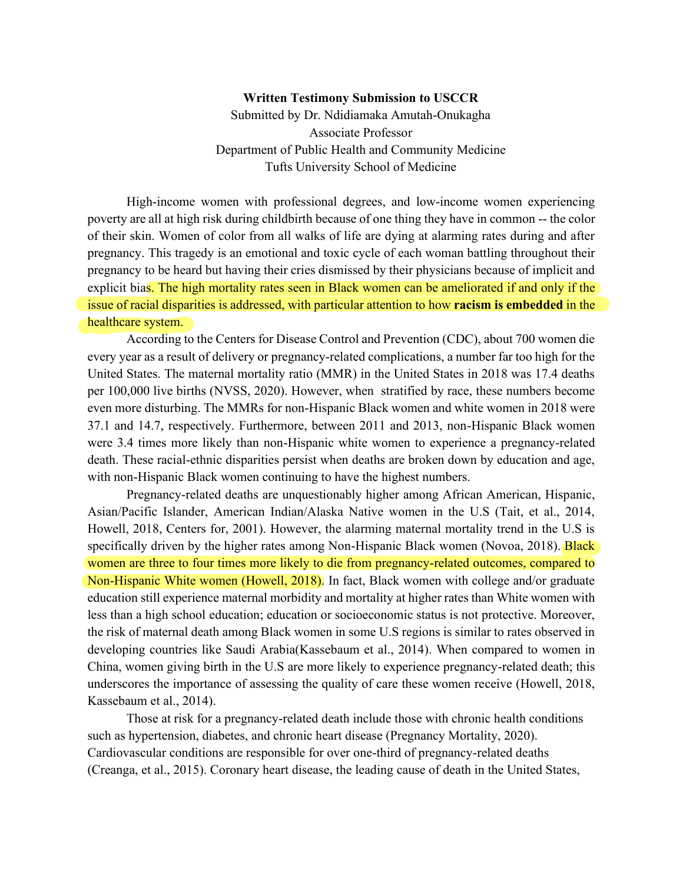**Written Testimony Submission to USCCR**

Submitted by Dr. Ndidiamaka Amutah-Onukagha

Associate Professor

Department of Public Health and Community Medicine

Tufts University School of Medicine

High-income women with professional degrees, and low-income women experiencing poverty are all at high risk during childbirth because of one thing they have in common -- the color of their skin. Women of color from all walks of life are dying at alarming rates during and after pregnancy. This tragedy is an emotional and toxic cycle of each woman battling throughout their pregnancy to be heard but having their cries dismissed by their physicians because of implicit and explicit bias. The high mortality rates seen in Black women can be ameliorated if and only if the issue of racial disparities is addressed, with particular attention to how **racism is embedded** in the healthcare system.

According to the Centers for Disease Control and Prevention (CDC), about 700 women die every year as a result of delivery or pregnancy-related complications, a number far too high for the United States. The maternal mortality ratio (MMR) in the United States in 2018 was 17.4 deaths per 100,000 live births (NVSS, 2020). However, when stratified by race, these numbers become even more disturbing. The MMRs for non-Hispanic Black women and white women in 2018 were 37.1 and 14.7, respectively. Furthermore, between 2011 and 2013, non-Hispanic Black women were 3.4 times more likely than non-Hispanic white women to experience a pregnancy-related death. These racial-ethnic disparities persist when deaths are broken down by education and age, with non-Hispanic Black women continuing to have the highest numbers.

Pregnancy-related deaths are unquestionably higher among African American, Hispanic, Asian/Pacific Islander, American Indian/Alaska Native women in the U.S (Tait, et al., 2014, Howell, 2018, Centers for, 2001). However, the alarming maternal mortality trend in the U.S is specifically driven by the higher rates among Non-Hispanic Black women (Novoa, 2018). Black women are three to four times more likely to die from pregnancy-related outcomes, compared to Non-Hispanic White women (Howell, 2018). In fact, Black women with college and/or graduate education still experience maternal morbidity and mortality at higher rates than White women with less than a high school education; education or socioeconomic status is not protective. Moreover, the risk of maternal death among Black women in some U.S regions is similar to rates observed in developing countries like Saudi Arabia(Kassebaum et al., 2014). When compared to women in China, women giving birth in the U.S are more likely to experience pregnancy-related death; this underscores the importance of assessing the quality of care these women receive (Howell, 2018, Kassebaum et al., 2014).

Those at risk for a pregnancy-related death include those with chronic health conditions such as hypertension, diabetes, and chronic heart disease (Pregnancy Mortality, 2020). Cardiovascular conditions are responsible for over one-third of pregnancy-related deaths (Creanga, et al., 2015). Coronary heart disease, the leading cause of death in the United States,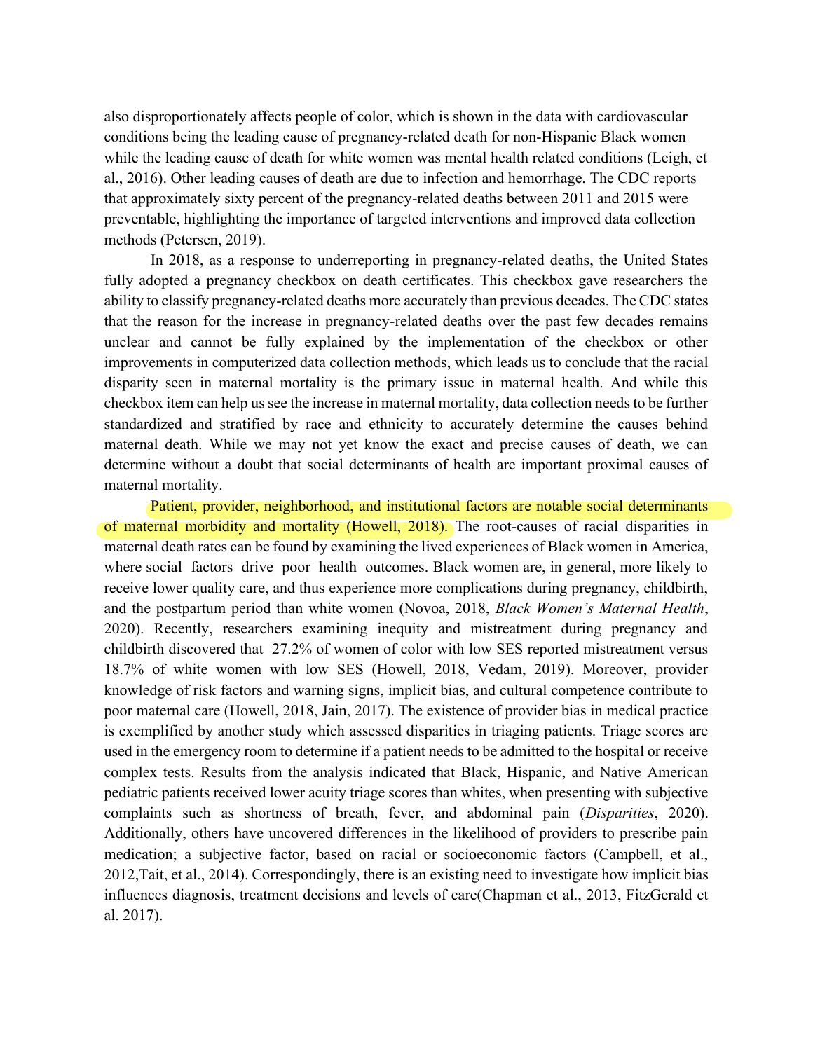also disproportionately affects people of color, which is shown in the data with cardiovascular conditions being the leading cause of pregnancy-related death for non-Hispanic Black women while the leading cause of death for white women was mental health related conditions (Leigh, et al., 2016). Other leading causes of death are due to infection and hemorrhage. The CDC reports that approximately sixty percent of the pregnancy-related deaths between 2011 and 2015 were preventable, highlighting the importance of targeted interventions and improved data collection methods (Petersen, 2019).

In 2018, as a response to underreporting in pregnancy-related deaths, the United States fully adopted a pregnancy checkbox on death certificates. This checkbox gave researchers the ability to classify pregnancy-related deaths more accurately than previous decades. The CDC states that the reason for the increase in pregnancy-related deaths over the past few decades remains unclear and cannot be fully explained by the implementation of the checkbox or other improvements in computerized data collection methods, which leads us to conclude that the racial disparity seen in maternal mortality is the primary issue in maternal health. And while this checkbox item can help us see the increase in maternal mortality, data collection needs to be further standardized and stratified by race and ethnicity to accurately determine the causes behind maternal death. While we may not yet know the exact and precise causes of death, we can determine without a doubt that social determinants of health are important proximal causes of maternal mortality.

Patient, provider, neighborhood, and institutional factors are notable social determinants of maternal morbidity and mortality (Howell, 2018). The root-causes of racial disparities in maternal death rates can be found by examining the lived experiences of Black women in America, where social factors drive poor health outcomes. Black women are, in general, more likely to receive lower quality care, and thus experience more complications during pregnancy, childbirth, and the postpartum period than white women (Novoa, 2018, *Black Women's Maternal Health*, 2020). Recently, researchers examining inequity and mistreatment during pregnancy and childbirth discovered that 27.2% of women of color with low SES reported mistreatment versus 18.7% of white women with low SES (Howell, 2018, Vedam, 2019). Moreover, provider knowledge of risk factors and warning signs, implicit bias, and cultural competence contribute to poor maternal care (Howell, 2018, Jain, 2017). The existence of provider bias in medical practice is exemplified by another study which assessed disparities in triaging patients. Triage scores are used in the emergency room to determine if a patient needs to be admitted to the hospital or receive complex tests. Results from the analysis indicated that Black, Hispanic, and Native American pediatric patients received lower acuity triage scores than whites, when presenting with subjective complaints such as shortness of breath, fever, and abdominal pain (*Disparities*, 2020). Additionally, others have uncovered differences in the likelihood of providers to prescribe pain medication; a subjective factor, based on racial or socioeconomic factors (Campbell, et al., 2012,Tait, et al., 2014). Correspondingly, there is an existing need to investigate how implicit bias influences diagnosis, treatment decisions and levels of care(Chapman et al., 2013, FitzGerald et al. 2017).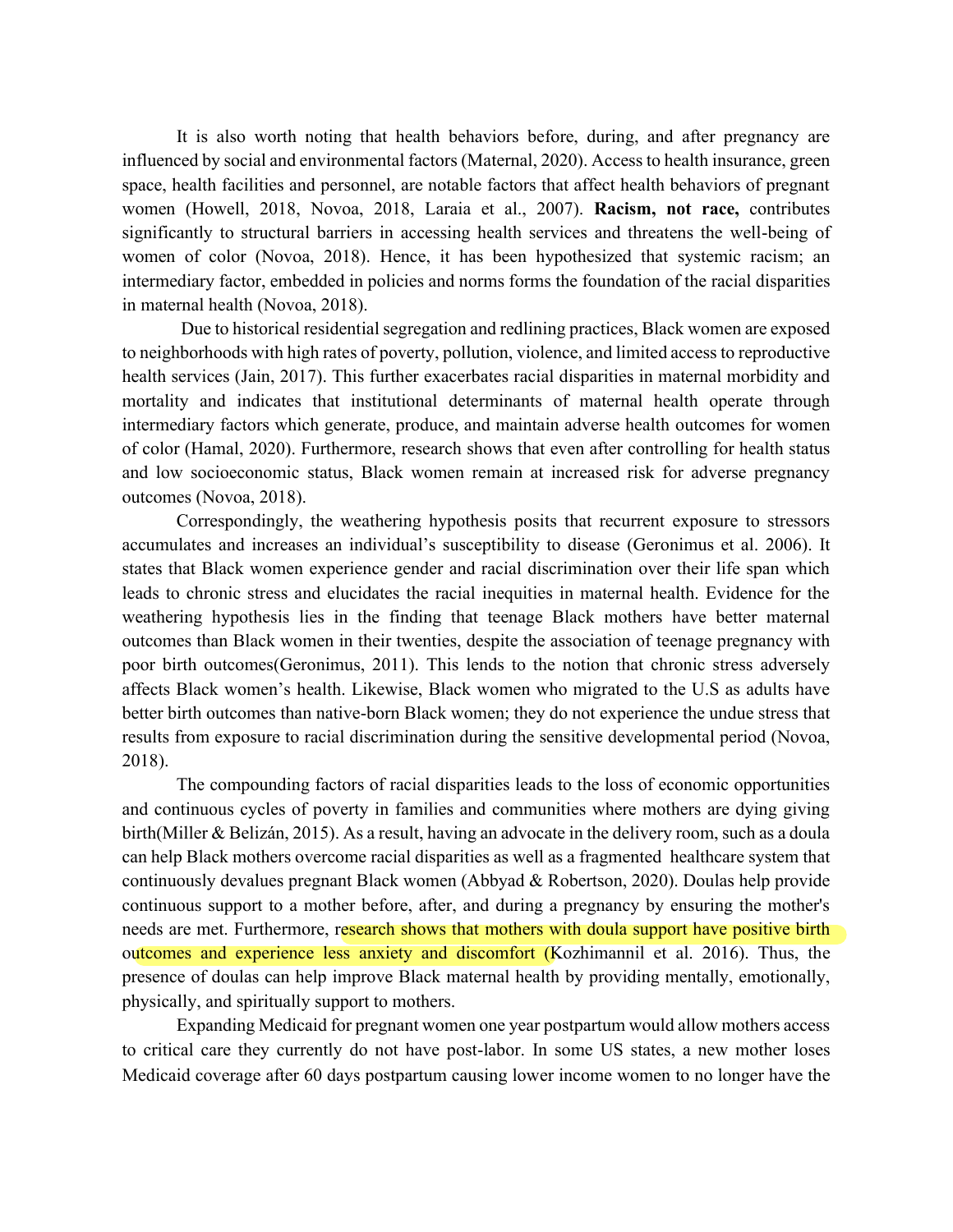It is also worth noting that health behaviors before, during, and after pregnancy are influenced by social and environmental factors (Maternal, 2020). Access to health insurance, green space, health facilities and personnel, are notable factors that affect health behaviors of pregnant women (Howell, 2018, Novoa, 2018, Laraia et al., 2007). **Racism, not race,** contributes significantly to structural barriers in accessing health services and threatens the well-being of women of color (Novoa, 2018). Hence, it has been hypothesized that systemic racism; an intermediary factor, embedded in policies and norms forms the foundation of the racial disparities in maternal health (Novoa, 2018).

Due to historical residential segregation and redlining practices, Black women are exposed to neighborhoods with high rates of poverty, pollution, violence, and limited access to reproductive health services (Jain, 2017). This further exacerbates racial disparities in maternal morbidity and mortality and indicates that institutional determinants of maternal health operate through intermediary factors which generate, produce, and maintain adverse health outcomes for women of color (Hamal, 2020). Furthermore, research shows that even after controlling for health status and low socioeconomic status, Black women remain at increased risk for adverse pregnancy outcomes (Novoa, 2018).

Correspondingly, the weathering hypothesis posits that recurrent exposure to stressors accumulates and increases an individual's susceptibility to disease (Geronimus et al. 2006). It states that Black women experience gender and racial discrimination over their life span which leads to chronic stress and elucidates the racial inequities in maternal health. Evidence for the weathering hypothesis lies in the finding that teenage Black mothers have better maternal outcomes than Black women in their twenties, despite the association of teenage pregnancy with poor birth outcomes(Geronimus, 2011). This lends to the notion that chronic stress adversely affects Black women's health. Likewise, Black women who migrated to the U.S as adults have better birth outcomes than native-born Black women; they do not experience the undue stress that results from exposure to racial discrimination during the sensitive developmental period (Novoa, 2018).

The compounding factors of racial disparities leads to the loss of economic opportunities and continuous cycles of poverty in families and communities where mothers are dying giving birth(Miller & Belizán, 2015). As a result, having an advocate in the delivery room, such as a doula can help Black mothers overcome racial disparities as well as a fragmented healthcare system that continuously devalues pregnant Black women (Abbyad & Robertson, 2020). Doulas help provide continuous support to a mother before, after, and during a pregnancy by ensuring the mother's needs are met. Furthermore, research shows that mothers with doula support have positive birth outcomes and experience less anxiety and discomfort (Kozhimannil et al. 2016). Thus, the presence of doulas can help improve Black maternal health by providing mentally, emotionally, physically, and spiritually support to mothers.

Expanding Medicaid for pregnant women one year postpartum would allow mothers access to critical care they currently do not have post-labor. In some US states, a new mother loses Medicaid coverage after 60 days postpartum causing lower income women to no longer have the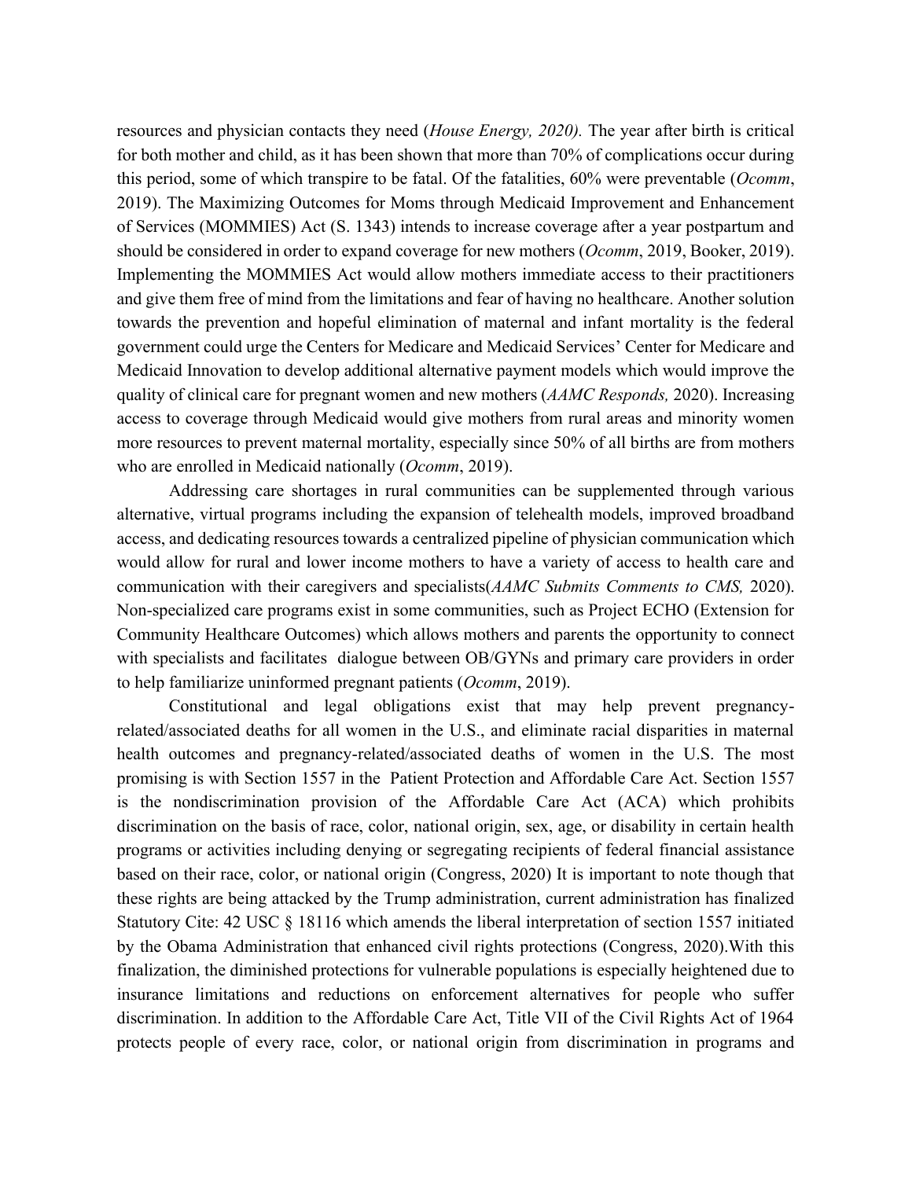resources and physician contacts they need (*House Energy, 2020).* The year after birth is critical for both mother and child, as it has been shown that more than 70% of complications occur during this period, some of which transpire to be fatal. Of the fatalities, 60% were preventable (*Ocomm*, 2019). The Maximizing Outcomes for Moms through Medicaid Improvement and Enhancement of Services (MOMMIES) Act (S. 1343) intends to increase coverage after a year postpartum and should be considered in order to expand coverage for new mothers (*Ocomm*, 2019, Booker, 2019). Implementing the MOMMIES Act would allow mothers immediate access to their practitioners and give them free of mind from the limitations and fear of having no healthcare. Another solution towards the prevention and hopeful elimination of maternal and infant mortality is the federal government could urge the Centers for Medicare and Medicaid Services' Center for Medicare and Medicaid Innovation to develop additional alternative payment models which would improve the quality of clinical care for pregnant women and new mothers (*AAMC Responds,* 2020). Increasing access to coverage through Medicaid would give mothers from rural areas and minority women more resources to prevent maternal mortality, especially since 50% of all births are from mothers who are enrolled in Medicaid nationally (*Ocomm*, 2019).

Addressing care shortages in rural communities can be supplemented through various alternative, virtual programs including the expansion of telehealth models, improved broadband access, and dedicating resources towards a centralized pipeline of physician communication which would allow for rural and lower income mothers to have a variety of access to health care and communication with their caregivers and specialists(*AAMC Submits Comments to CMS,* 2020). Non-specialized care programs exist in some communities, such as Project ECHO (Extension for Community Healthcare Outcomes) which allows mothers and parents the opportunity to connect with specialists and facilitates dialogue between OB/GYNs and primary care providers in order to help familiarize uninformed pregnant patients (*Ocomm*, 2019).

Constitutional and legal obligations exist that may help prevent pregnancy-related/associated deaths for all women in the U.S., and eliminate racial disparities in maternal health outcomes and pregnancy-related/associated deaths of women in the U.S. The most promising is with Section 1557 in the Patient Protection and Affordable Care Act. Section 1557 is the nondiscrimination provision of the Affordable Care Act (ACA) which prohibits discrimination on the basis of race, color, national origin, sex, age, or disability in certain health programs or activities including denying or segregating recipients of federal financial assistance based on their race, color, or national origin (Congress, 2020) It is important to note though that these rights are being attacked by the Trump administration, current administration has finalized Statutory Cite: 42 USC § 18116 which amends the liberal interpretation of section 1557 initiated by the Obama Administration that enhanced civil rights protections (Congress, 2020).With this finalization, the diminished protections for vulnerable populations is especially heightened due to insurance limitations and reductions on enforcement alternatives for people who suffer discrimination. In addition to the Affordable Care Act, Title VII of the Civil Rights Act of 1964 protects people of every race, color, or national origin from discrimination in programs and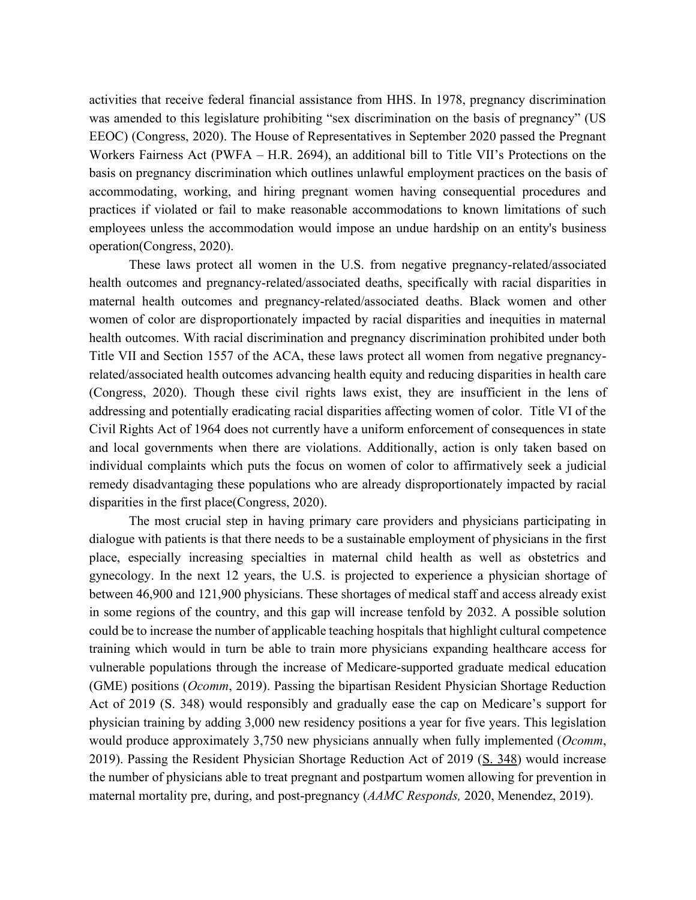activities that receive federal financial assistance from HHS. In 1978, pregnancy discrimination was amended to this legislature prohibiting "sex discrimination on the basis of pregnancy" (US EEOC) (Congress, 2020). The House of Representatives in September 2020 passed the Pregnant Workers Fairness Act (PWFA – H.R. 2694), an additional bill to Title VII's Protections on the basis on pregnancy discrimination which outlines unlawful employment practices on the basis of accommodating, working, and hiring pregnant women having consequential procedures and practices if violated or fail to make reasonable accommodations to known limitations of such employees unless the accommodation would impose an undue hardship on an entity's business operation(Congress, 2020).

These laws protect all women in the U.S. from negative pregnancy-related/associated health outcomes and pregnancy-related/associated deaths, specifically with racial disparities in maternal health outcomes and pregnancy-related/associated deaths. Black women and other women of color are disproportionately impacted by racial disparities and inequities in maternal health outcomes. With racial discrimination and pregnancy discrimination prohibited under both Title VII and Section 1557 of the ACA, these laws protect all women from negative pregnancy-related/associated health outcomes advancing health equity and reducing disparities in health care (Congress, 2020). Though these civil rights laws exist, they are insufficient in the lens of addressing and potentially eradicating racial disparities affecting women of color. Title VI of the Civil Rights Act of 1964 does not currently have a uniform enforcement of consequences in state and local governments when there are violations. Additionally, action is only taken based on individual complaints which puts the focus on women of color to affirmatively seek a judicial remedy disadvantaging these populations who are already disproportionately impacted by racial disparities in the first place(Congress, 2020).

The most crucial step in having primary care providers and physicians participating in dialogue with patients is that there needs to be a sustainable employment of physicians in the first place, especially increasing specialties in maternal child health as well as obstetrics and gynecology. In the next 12 years, the U.S. is projected to experience a physician shortage of between 46,900 and 121,900 physicians. These shortages of medical staff and access already exist in some regions of the country, and this gap will increase tenfold by 2032. A possible solution could be to increase the number of applicable teaching hospitals that highlight cultural competence training which would in turn be able to train more physicians expanding healthcare access for vulnerable populations through the increase of Medicare-supported graduate medical education (GME) positions (*Ocomm*, 2019). Passing the bipartisan Resident Physician Shortage Reduction Act of 2019 (S. 348) would responsibly and gradually ease the cap on Medicare's support for physician training by adding 3,000 new residency positions a year for five years. This legislation would produce approximately 3,750 new physicians annually when fully implemented (*Ocomm*, 2019). Passing the Resident Physician Shortage Reduction Act of 2019 (S. 348) would increase the number of physicians able to treat pregnant and postpartum women allowing for prevention in maternal mortality pre, during, and post-pregnancy (*AAMC Responds,* 2020, Menendez, 2019).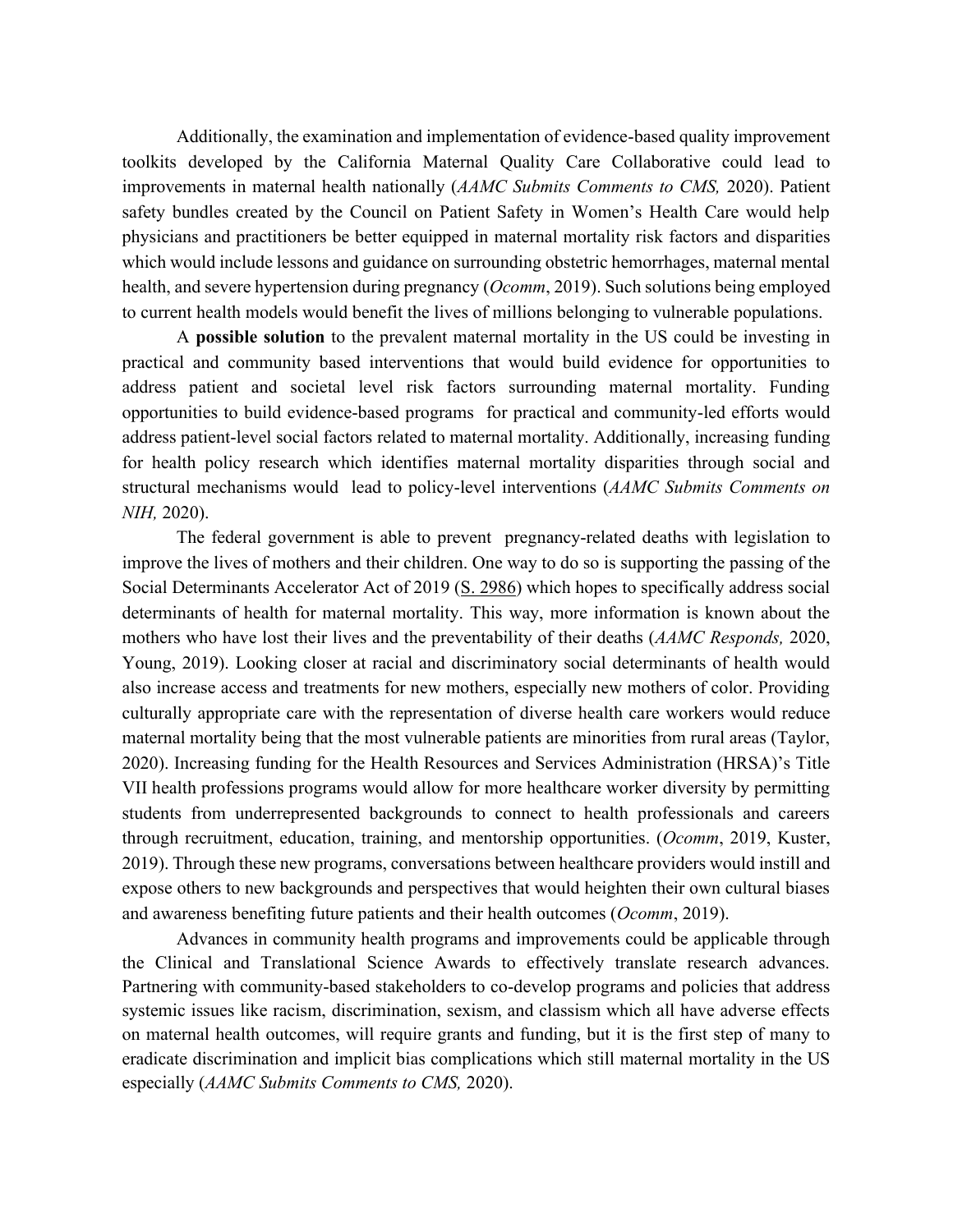Additionally, the examination and implementation of evidence-based quality improvement toolkits developed by the California Maternal Quality Care Collaborative could lead to improvements in maternal health nationally (*AAMC Submits Comments to CMS,* 2020). Patient safety bundles created by the Council on Patient Safety in Women's Health Care would help physicians and practitioners be better equipped in maternal mortality risk factors and disparities which would include lessons and guidance on surrounding obstetric hemorrhages, maternal mental health, and severe hypertension during pregnancy (*Ocomm*, 2019). Such solutions being employed to current health models would benefit the lives of millions belonging to vulnerable populations.

A **possible solution** to the prevalent maternal mortality in the US could be investing in practical and community based interventions that would build evidence for opportunities to address patient and societal level risk factors surrounding maternal mortality. Funding opportunities to build evidence-based programs for practical and community-led efforts would address patient-level social factors related to maternal mortality. Additionally, increasing funding for health policy research which identifies maternal mortality disparities through social and structural mechanisms would lead to policy-level interventions (*AAMC Submits Comments on NIH,* 2020).

The federal government is able to prevent pregnancy-related deaths with legislation to improve the lives of mothers and their children. One way to do so is supporting the passing of the Social Determinants Accelerator Act of 2019 (S. 2986) which hopes to specifically address social determinants of health for maternal mortality. This way, more information is known about the mothers who have lost their lives and the preventability of their deaths (*AAMC Responds,* 2020, Young, 2019). Looking closer at racial and discriminatory social determinants of health would also increase access and treatments for new mothers, especially new mothers of color. Providing culturally appropriate care with the representation of diverse health care workers would reduce maternal mortality being that the most vulnerable patients are minorities from rural areas (Taylor, 2020). Increasing funding for the Health Resources and Services Administration (HRSA)'s Title VII health professions programs would allow for more healthcare worker diversity by permitting students from underrepresented backgrounds to connect to health professionals and careers through recruitment, education, training, and mentorship opportunities. (*Ocomm*, 2019, Kuster, 2019). Through these new programs, conversations between healthcare providers would instill and expose others to new backgrounds and perspectives that would heighten their own cultural biases and awareness benefiting future patients and their health outcomes (*Ocomm*, 2019).

Advances in community health programs and improvements could be applicable through the Clinical and Translational Science Awards to effectively translate research advances. Partnering with community-based stakeholders to co-develop programs and policies that address systemic issues like racism, discrimination, sexism, and classism which all have adverse effects on maternal health outcomes, will require grants and funding, but it is the first step of many to eradicate discrimination and implicit bias complications which still maternal mortality in the US especially (*AAMC Submits Comments to CMS,* 2020).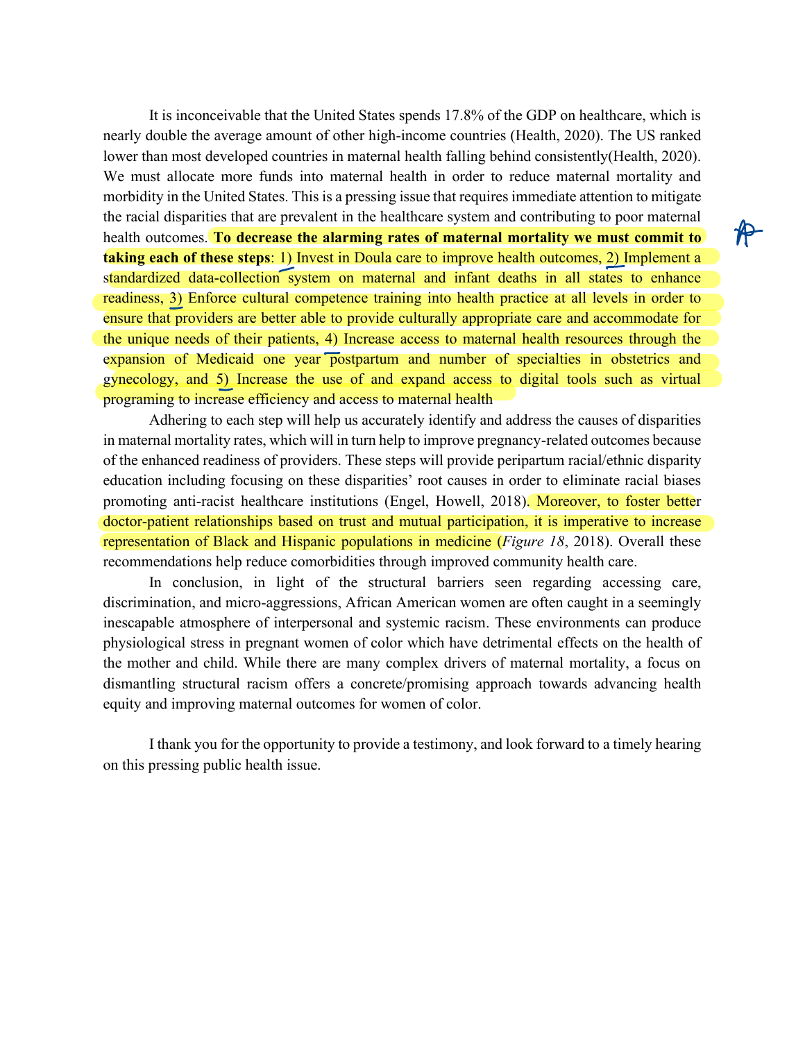It is inconceivable that the United States spends 17.8% of the GDP on healthcare, which is nearly double the average amount of other high-income countries (Health, 2020). The US ranked lower than most developed countries in maternal health falling behind consistently(Health, 2020). We must allocate more funds into maternal health in order to reduce maternal mortality and morbidity in the United States. This is a pressing issue that requires immediate attention to mitigate the racial disparities that are prevalent in the healthcare system and contributing to poor maternal health outcomes. **To decrease the alarming rates of maternal mortality we must commit to taking each of these steps**: 1) Invest in Doula care to improve health outcomes, 2) Implement a standardized data-collection system on maternal and infant deaths in all states to enhance readiness, 3) Enforce cultural competence training into health practice at all levels in order to ensure that providers are better able to provide culturally appropriate care and accommodate for the unique needs of their patients, 4) Increase access to maternal health resources through the expansion of Medicaid one year postpartum and number of specialties in obstetrics and gynecology, and 5) Increase the use of and expand access to digital tools such as virtual programing to increase efficiency and access to maternal health

Adhering to each step will help us accurately identify and address the causes of disparities in maternal mortality rates, which will in turn help to improve pregnancy-related outcomes because of the enhanced readiness of providers. These steps will provide peripartum racial/ethnic disparity education including focusing on these disparities' root causes in order to eliminate racial biases promoting anti-racist healthcare institutions (Engel, Howell, 2018). Moreover, to foster better doctor-patient relationships based on trust and mutual participation, it is imperative to increase representation of Black and Hispanic populations in medicine (*Figure 18*, 2018). Overall these recommendations help reduce comorbidities through improved community health care.

In conclusion, in light of the structural barriers seen regarding accessing care, discrimination, and micro-aggressions, African American women are often caught in a seemingly inescapable atmosphere of interpersonal and systemic racism. These environments can produce physiological stress in pregnant women of color which have detrimental effects on the health of the mother and child. While there are many complex drivers of maternal mortality, a focus on dismantling structural racism offers a concrete/promising approach towards advancing health equity and improving maternal outcomes for women of color.

I thank you for the opportunity to provide a testimony, and look forward to a timely hearing on this pressing public health issue.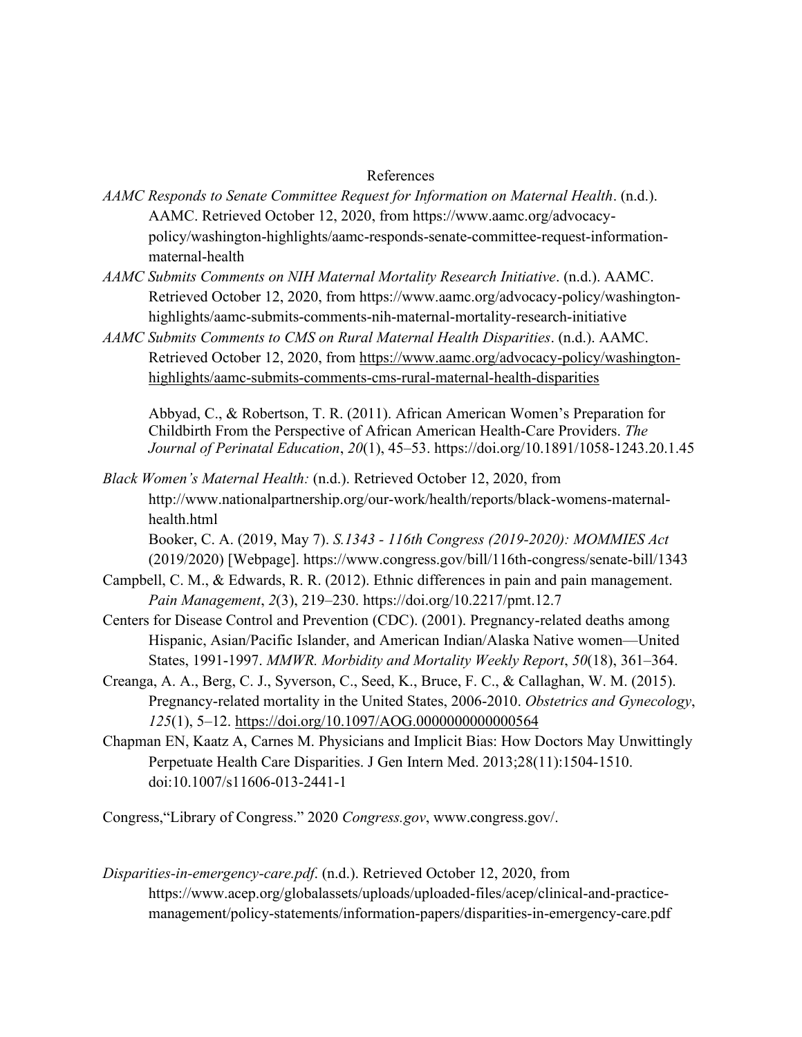# References

*AAMC Responds to Senate Committee Request for Information on Maternal Health*. (n.d.). AAMC. Retrieved October 12, 2020, from https://www.aamc.org/advocacy-policy/washington-highlights/aamc-responds-senate-committee-request-information-maternal-health

*AAMC Submits Comments on NIH Maternal Mortality Research Initiative*. (n.d.). AAMC. Retrieved October 12, 2020, from https://www.aamc.org/advocacy-policy/washington-highlights/aamc-submits-comments-nih-maternal-mortality-research-initiative

*AAMC Submits Comments to CMS on Rural Maternal Health Disparities*. (n.d.). AAMC. Retrieved October 12, 2020, from https://www.aamc.org/advocacy-policy/washington-highlights/aamc-submits-comments-cms-rural-maternal-health-disparities

Abbyad, C., & Robertson, T. R. (2011). African American Women's Preparation for Childbirth From the Perspective of African American Health-Care Providers. *The Journal of Perinatal Education*, *20*(1), 45–53. https://doi.org/10.1891/1058-1243.20.1.45

*Black Women's Maternal Health:* (n.d.). Retrieved October 12, 2020, from http://www.nationalpartnership.org/our-work/health/reports/black-womens-maternal-health.html

Booker, C. A. (2019, May 7). *S.1343 - 116th Congress (2019-2020): MOMMIES Act* (2019/2020) [Webpage]. https://www.congress.gov/bill/116th-congress/senate-bill/1343

Campbell, C. M., & Edwards, R. R. (2012). Ethnic differences in pain and pain management. *Pain Management*, *2*(3), 219–230. https://doi.org/10.2217/pmt.12.7

Centers for Disease Control and Prevention (CDC). (2001). Pregnancy-related deaths among Hispanic, Asian/Pacific Islander, and American Indian/Alaska Native women—United States, 1991-1997. *MMWR. Morbidity and Mortality Weekly Report*, *50*(18), 361–364.

Creanga, A. A., Berg, C. J., Syverson, C., Seed, K., Bruce, F. C., & Callaghan, W. M. (2015). Pregnancy-related mortality in the United States, 2006-2010. *Obstetrics and Gynecology*, *125*(1), 5–12. https://doi.org/10.1097/AOG.0000000000000564

Chapman EN, Kaatz A, Carnes M. Physicians and Implicit Bias: How Doctors May Unwittingly Perpetuate Health Care Disparities. J Gen Intern Med. 2013;28(11):1504-1510. doi:10.1007/s11606-013-2441-1

Congress,"Library of Congress." 2020 *Congress.gov*, www.congress.gov/.

*Disparities-in-emergency-care.pdf*. (n.d.). Retrieved October 12, 2020, from https://www.acep.org/globalassets/uploads/uploaded-files/acep/clinical-and-practice-management/policy-statements/information-papers/disparities-in-emergency-care.pdf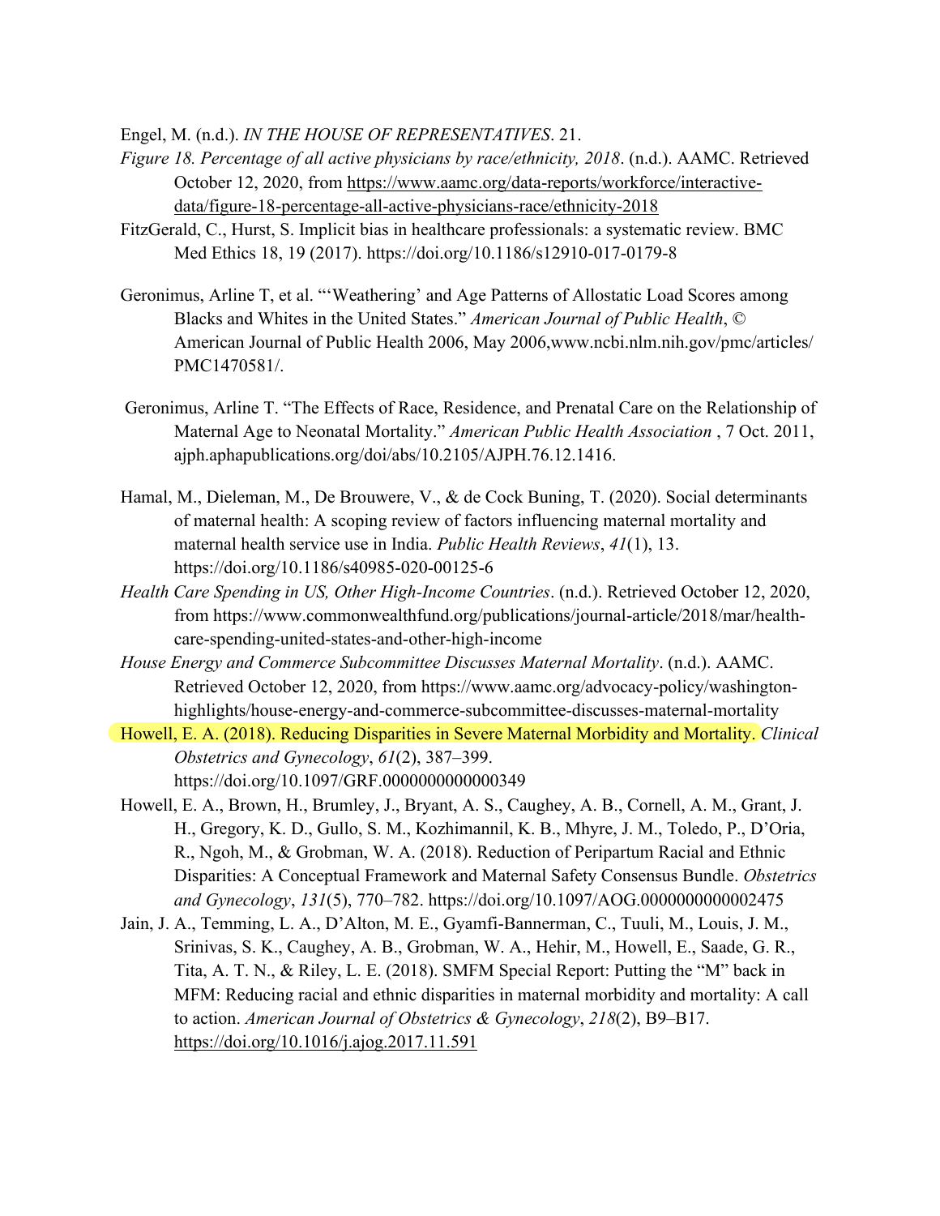Engel, M. (n.d.). *IN THE HOUSE OF REPRESENTATIVES*. 21.

*Figure 18. Percentage of all active physicians by race/ethnicity, 2018*. (n.d.). AAMC. Retrieved October 12, 2020, from https://www.aamc.org/data-reports/workforce/interactive-data/figure-18-percentage-all-active-physicians-race/ethnicity-2018

FitzGerald, C., Hurst, S. Implicit bias in healthcare professionals: a systematic review. BMC Med Ethics 18, 19 (2017). https://doi.org/10.1186/s12910-017-0179-8

Geronimus, Arline T, et al. "'Weathering' and Age Patterns of Allostatic Load Scores among Blacks and Whites in the United States." *American Journal of Public Health*, © American Journal of Public Health 2006, May 2006,www.ncbi.nlm.nih.gov/pmc/articles/PMC1470581/.

Geronimus, Arline T. "The Effects of Race, Residence, and Prenatal Care on the Relationship of Maternal Age to Neonatal Mortality." *American Public Health Association* , 7 Oct. 2011, ajph.aphapublications.org/doi/abs/10.2105/AJPH.76.12.1416.

Hamal, M., Dieleman, M., De Brouwere, V., & de Cock Buning, T. (2020). Social determinants of maternal health: A scoping review of factors influencing maternal mortality and maternal health service use in India. *Public Health Reviews*, *41*(1), 13. https://doi.org/10.1186/s40985-020-00125-6

*Health Care Spending in US, Other High-Income Countries*. (n.d.). Retrieved October 12, 2020, from https://www.commonwealthfund.org/publications/journal-article/2018/mar/health-care-spending-united-states-and-other-high-income

*House Energy and Commerce Subcommittee Discusses Maternal Mortality*. (n.d.). AAMC. Retrieved October 12, 2020, from https://www.aamc.org/advocacy-policy/washington-highlights/house-energy-and-commerce-subcommittee-discusses-maternal-mortality

Howell, E. A. (2018). Reducing Disparities in Severe Maternal Morbidity and Mortality. *Clinical Obstetrics and Gynecology*, *61*(2), 387–399. https://doi.org/10.1097/GRF.0000000000000349

Howell, E. A., Brown, H., Brumley, J., Bryant, A. S., Caughey, A. B., Cornell, A. M., Grant, J. H., Gregory, K. D., Gullo, S. M., Kozhimannil, K. B., Mhyre, J. M., Toledo, P., D'Oria, R., Ngoh, M., & Grobman, W. A. (2018). Reduction of Peripartum Racial and Ethnic Disparities: A Conceptual Framework and Maternal Safety Consensus Bundle. *Obstetrics and Gynecology*, *131*(5), 770–782. https://doi.org/10.1097/AOG.0000000000002475

Jain, J. A., Temming, L. A., D'Alton, M. E., Gyamfi-Bannerman, C., Tuuli, M., Louis, J. M., Srinivas, S. K., Caughey, A. B., Grobman, W. A., Hehir, M., Howell, E., Saade, G. R., Tita, A. T. N., & Riley, L. E. (2018). SMFM Special Report: Putting the "M" back in MFM: Reducing racial and ethnic disparities in maternal morbidity and mortality: A call to action. *American Journal of Obstetrics & Gynecology*, *218*(2), B9–B17. https://doi.org/10.1016/j.ajog.2017.11.591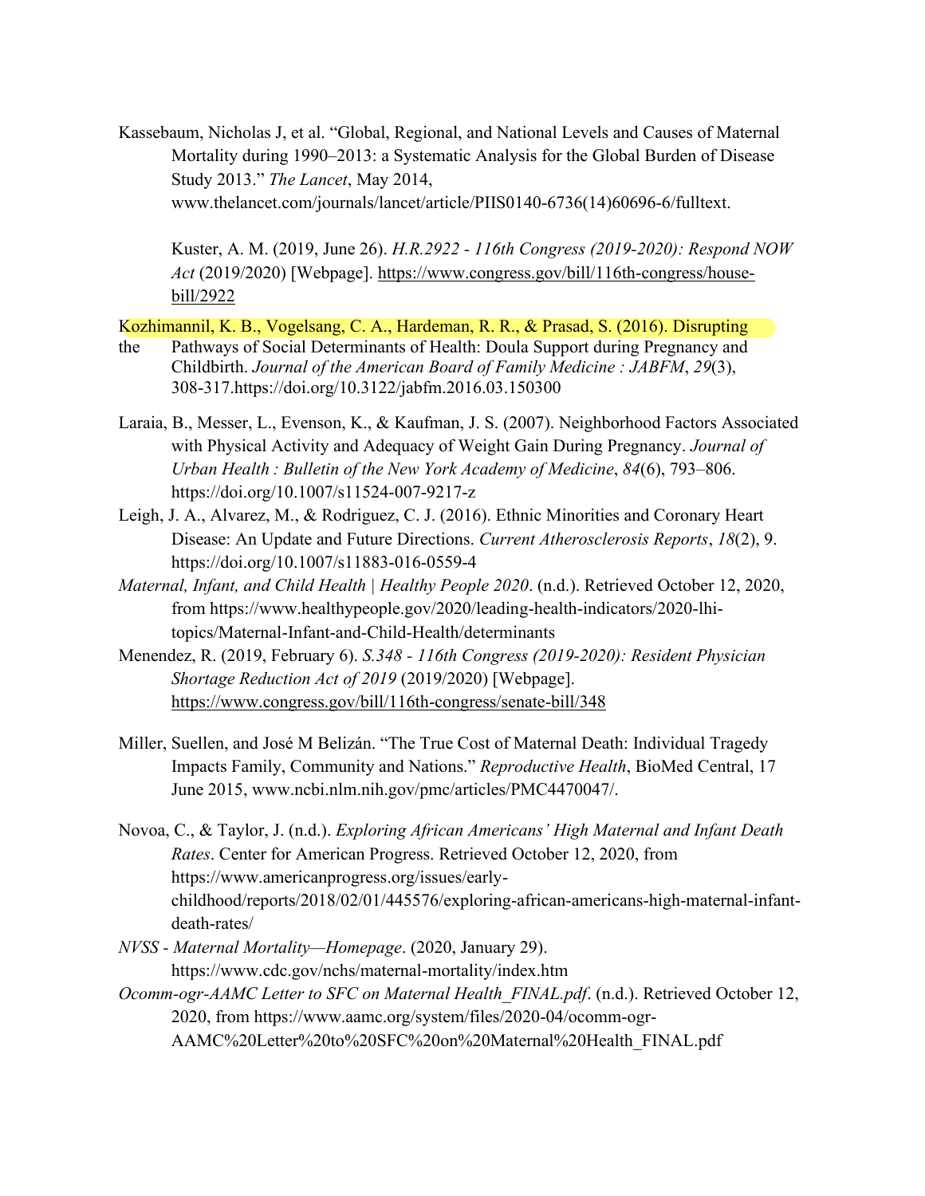Kassebaum, Nicholas J, et al. “Global, Regional, and National Levels and Causes of Maternal Mortality during 1990–2013: a Systematic Analysis for the Global Burden of Disease Study 2013.” *The Lancet*, May 2014, www.thelancet.com/journals/lancet/article/PIIS0140-6736(14)60696-6/fulltext.

Kuster, A. M. (2019, June 26). *H.R.2922 - 116th Congress (2019-2020): Respond NOW Act* (2019/2020) [Webpage]. https://www.congress.gov/bill/116th-congress/house-bill/2922

Kozhimannil, K. B., Vogelsang, C. A., Hardeman, R. R., & Prasad, S. (2016). Disrupting the Pathways of Social Determinants of Health: Doula Support during Pregnancy and Childbirth. *Journal of the American Board of Family Medicine : JABFM*, *29*(3), 308-317.https://doi.org/10.3122/jabfm.2016.03.150300

Laraia, B., Messer, L., Evenson, K., & Kaufman, J. S. (2007). Neighborhood Factors Associated with Physical Activity and Adequacy of Weight Gain During Pregnancy. *Journal of Urban Health : Bulletin of the New York Academy of Medicine*, *84*(6), 793–806. https://doi.org/10.1007/s11524-007-9217-z

Leigh, J. A., Alvarez, M., & Rodriguez, C. J. (2016). Ethnic Minorities and Coronary Heart Disease: An Update and Future Directions. *Current Atherosclerosis Reports*, *18*(2), 9. https://doi.org/10.1007/s11883-016-0559-4

*Maternal, Infant, and Child Health | Healthy People 2020*. (n.d.). Retrieved October 12, 2020, from https://www.healthypeople.gov/2020/leading-health-indicators/2020-lhi-topics/Maternal-Infant-and-Child-Health/determinants

Menendez, R. (2019, February 6). *S.348 - 116th Congress (2019-2020): Resident Physician Shortage Reduction Act of 2019* (2019/2020) [Webpage]. https://www.congress.gov/bill/116th-congress/senate-bill/348

Miller, Suellen, and José M Belizán. “The True Cost of Maternal Death: Individual Tragedy Impacts Family, Community and Nations.” *Reproductive Health*, BioMed Central, 17 June 2015, www.ncbi.nlm.nih.gov/pmc/articles/PMC4470047/.

Novoa, C., & Taylor, J. (n.d.). *Exploring African Americans’ High Maternal and Infant Death Rates*. Center for American Progress. Retrieved October 12, 2020, from https://www.americanprogress.org/issues/early-childhood/reports/2018/02/01/445576/exploring-african-americans-high-maternal-infant-death-rates/

*NVSS - Maternal Mortality—Homepage*. (2020, January 29). https://www.cdc.gov/nchs/maternal-mortality/index.htm

*Ocomm-ogr-AAMC Letter to SFC on Maternal Health_FINAL.pdf*. (n.d.). Retrieved October 12, 2020, from https://www.aamc.org/system/files/2020-04/ocomm-ogr-AAMC%20Letter%20to%20SFC%20on%20Maternal%20Health_FINAL.pdf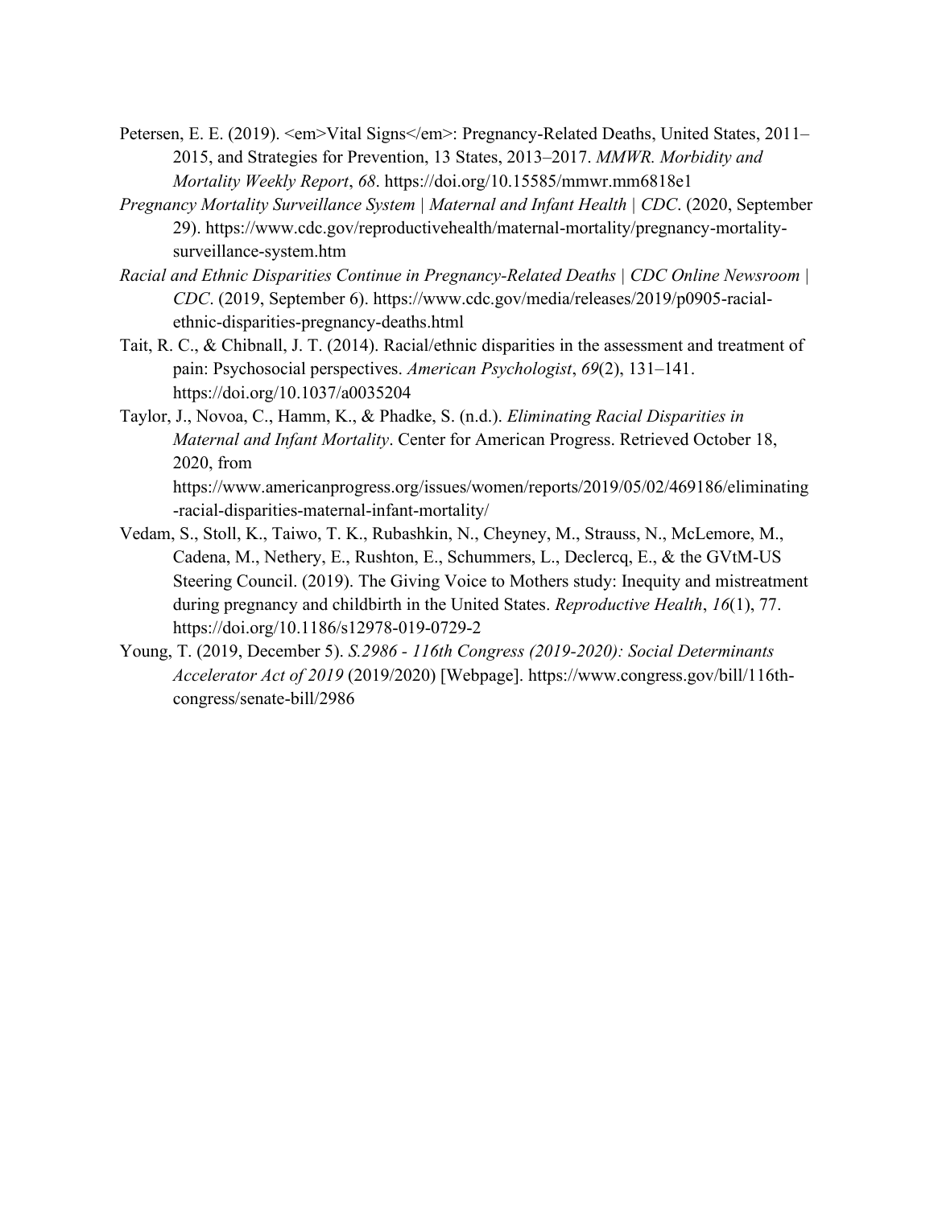Petersen, E. E. (2019). <em>Vital Signs</em>: Pregnancy-Related Deaths, United States, 2011–2015, and Strategies for Prevention, 13 States, 2013–2017. *MMWR. Morbidity and Mortality Weekly Report*, *68*. https://doi.org/10.15585/mmwr.mm6818e1

*Pregnancy Mortality Surveillance System | Maternal and Infant Health | CDC*. (2020, September 29). https://www.cdc.gov/reproductivehealth/maternal-mortality/pregnancy-mortality-surveillance-system.htm

*Racial and Ethnic Disparities Continue in Pregnancy-Related Deaths | CDC Online Newsroom | CDC*. (2019, September 6). https://www.cdc.gov/media/releases/2019/p0905-racial-ethnic-disparities-pregnancy-deaths.html

Tait, R. C., & Chibnall, J. T. (2014). Racial/ethnic disparities in the assessment and treatment of pain: Psychosocial perspectives. *American Psychologist*, *69*(2), 131–141. https://doi.org/10.1037/a0035204

Taylor, J., Novoa, C., Hamm, K., & Phadke, S. (n.d.). *Eliminating Racial Disparities in Maternal and Infant Mortality*. Center for American Progress. Retrieved October 18, 2020, from https://www.americanprogress.org/issues/women/reports/2019/05/02/469186/eliminating-racial-disparities-maternal-infant-mortality/

Vedam, S., Stoll, K., Taiwo, T. K., Rubashkin, N., Cheyney, M., Strauss, N., McLemore, M., Cadena, M., Nethery, E., Rushton, E., Schummers, L., Declercq, E., & the GVtM-US Steering Council. (2019). The Giving Voice to Mothers study: Inequity and mistreatment during pregnancy and childbirth in the United States. *Reproductive Health*, *16*(1), 77. https://doi.org/10.1186/s12978-019-0729-2

Young, T. (2019, December 5). *S.2986 - 116th Congress (2019-2020): Social Determinants Accelerator Act of 2019* (2019/2020) [Webpage]. https://www.congress.gov/bill/116th-congress/senate-bill/2986